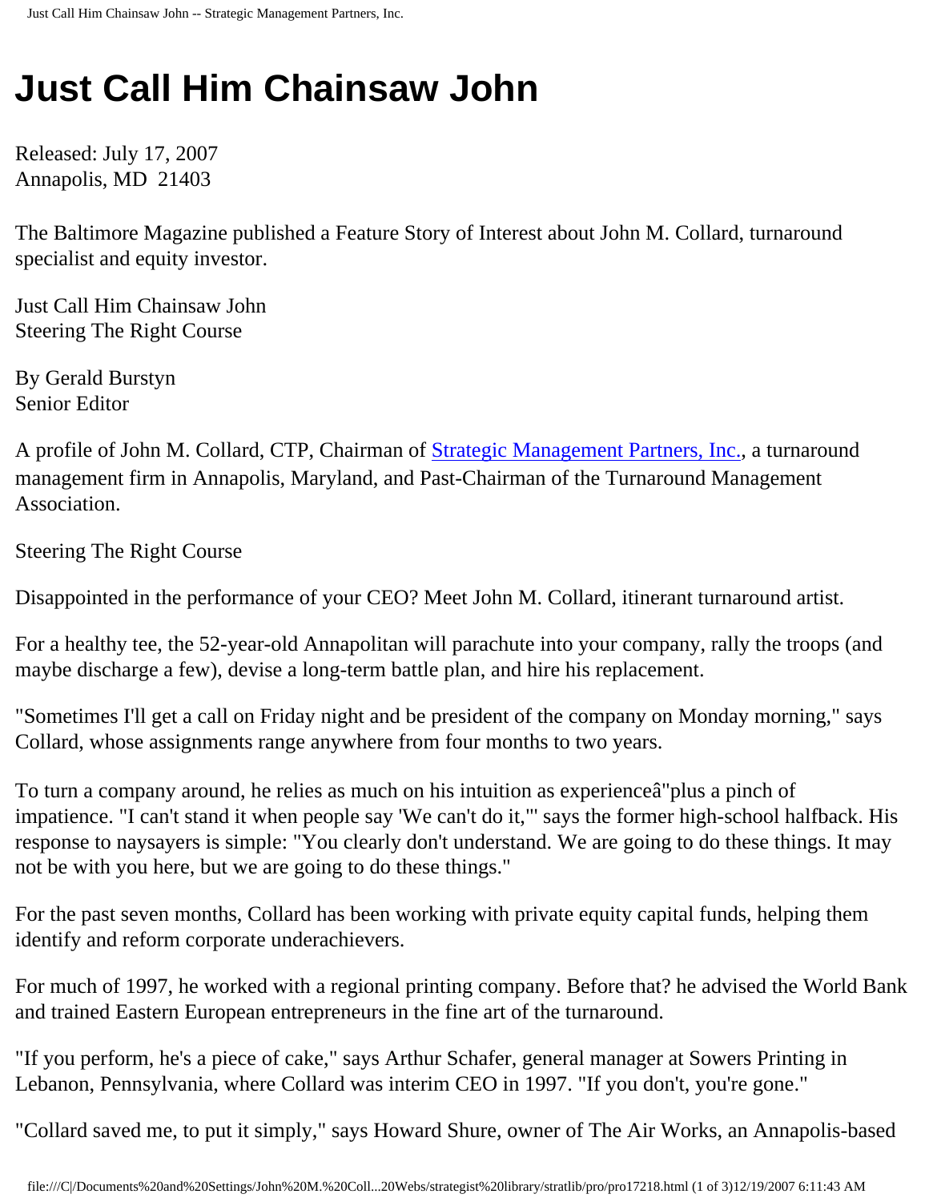# Just Call Him Chainsaw John

Released: July 17, 2007
Annapolis, MD  21403

The Baltimore Magazine published a Feature Story of Interest about John M. Collard, turnaround specialist and equity investor.

Just Call Him Chainsaw John
Steering The Right Course

By Gerald Burstyn
Senior Editor

A profile of John M. Collard, CTP, Chairman of [Strategic Management Partners, Inc.](), a turnaround management firm in Annapolis, Maryland, and Past-Chairman of the Turnaround Management Association.

Steering The Right Course

Disappointed in the performance of your CEO? Meet John M. Collard, itinerant turnaround artist.

For a healthy tee, the 52-year-old Annapolitan will parachute into your company, rally the troops (and maybe discharge a few), devise a long-term battle plan, and hire his replacement.

"Sometimes I'll get a call on Friday night and be president of the company on Monday morning," says Collard, whose assignments range anywhere from four months to two years.

To turn a company around, he relies as much on his intuition as experienceâ"plus a pinch of impatience. "I can't stand it when people say 'We can't do it,'" says the former high-school halfback. His response to naysayers is simple: "You clearly don't understand. We are going to do these things. It may not be with you here, but we are going to do these things."

For the past seven months, Collard has been working with private equity capital funds, helping them identify and reform corporate underachievers.

For much of 1997, he worked with a regional printing company. Before that? he advised the World Bank and trained Eastern European entrepreneurs in the fine art of the turnaround.

"If you perform, he's a piece of cake," says Arthur Schafer, general manager at Sowers Printing in Lebanon, Pennsylvania, where Collard was interim CEO in 1997. "If you don't, you're gone."

"Collard saved me, to put it simply," says Howard Shure, owner of The Air Works, an Annapolis-based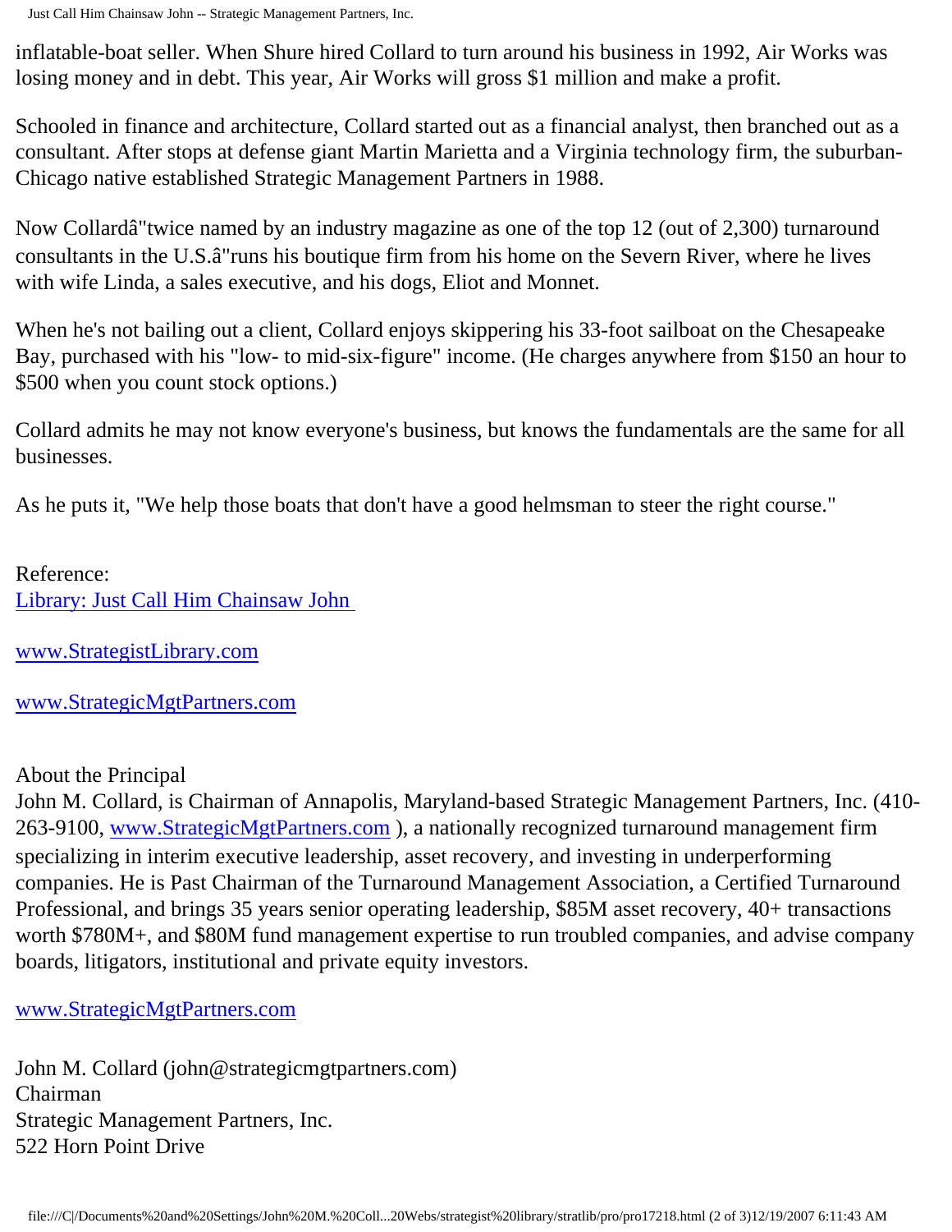inflatable-boat seller. When Shure hired Collard to turn around his business in 1992, Air Works was losing money and in debt. This year, Air Works will gross $1 million and make a profit.

Schooled in finance and architecture, Collard started out as a financial analyst, then branched out as a consultant. After stops at defense giant Martin Marietta and a Virginia technology firm, the suburban-Chicago native established Strategic Management Partners in 1988.

Now Collardâ"twice named by an industry magazine as one of the top 12 (out of 2,300) turnaround consultants in the U.S.â"runs his boutique firm from his home on the Severn River, where he lives with wife Linda, a sales executive, and his dogs, Eliot and Monnet.

When he's not bailing out a client, Collard enjoys skippering his 33-foot sailboat on the Chesapeake Bay, purchased with his "low- to mid-six-figure" income. (He charges anywhere from $150 an hour to $500 when you count stock options.)

Collard admits he may not know everyone's business, but knows the fundamentals are the same for all businesses.

As he puts it, "We help those boats that don't have a good helmsman to steer the right course."

Reference:
[Library: Just Call Him Chainsaw John](Library: Just Call Him Chainsaw John)

www.StrategistLibrary.com

www.StrategicMgtPartners.com

About the Principal
John M. Collard, is Chairman of Annapolis, Maryland-based Strategic Management Partners, Inc. (410-263-9100, www.StrategicMgtPartners.com ), a nationally recognized turnaround management firm specializing in interim executive leadership, asset recovery, and investing in underperforming companies. He is Past Chairman of the Turnaround Management Association, a Certified Turnaround Professional, and brings 35 years senior operating leadership, $85M asset recovery, 40+ transactions worth $780M+, and $80M fund management expertise to run troubled companies, and advise company boards, litigators, institutional and private equity investors.

www.StrategicMgtPartners.com

John M. Collard (john@strategicmgtpartners.com)
Chairman
Strategic Management Partners, Inc.
522 Horn Point Drive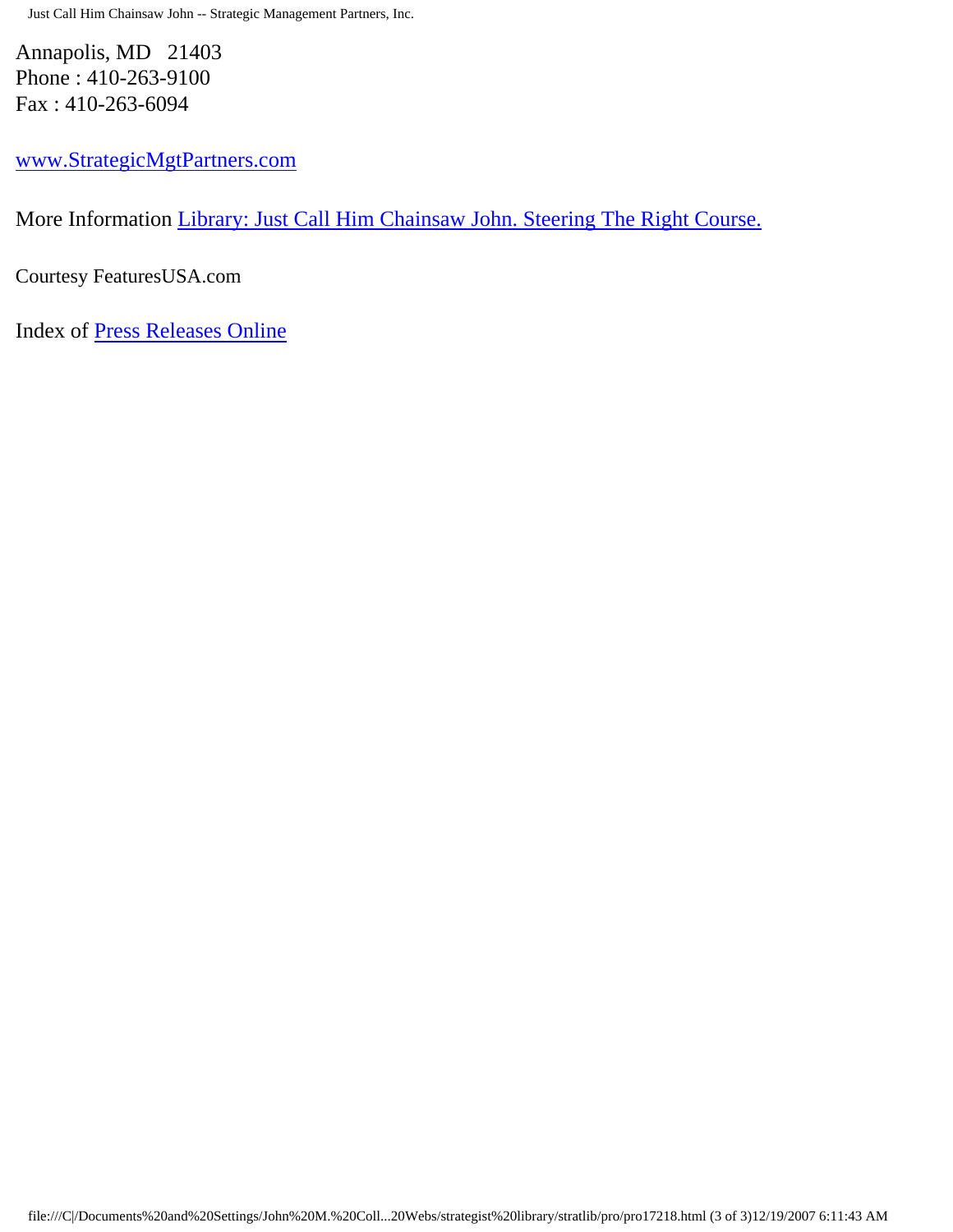Annapolis, MD 21403
Phone : 410-263-9100
Fax : 410-263-6094

[www.StrategicMgtPartners.com](http://www.StrategicMgtPartners.com)

More Information [Library: Just Call Him Chainsaw John. Steering The Right Course.]()

Courtesy FeaturesUSA.com

Index of [Press Releases Online]()